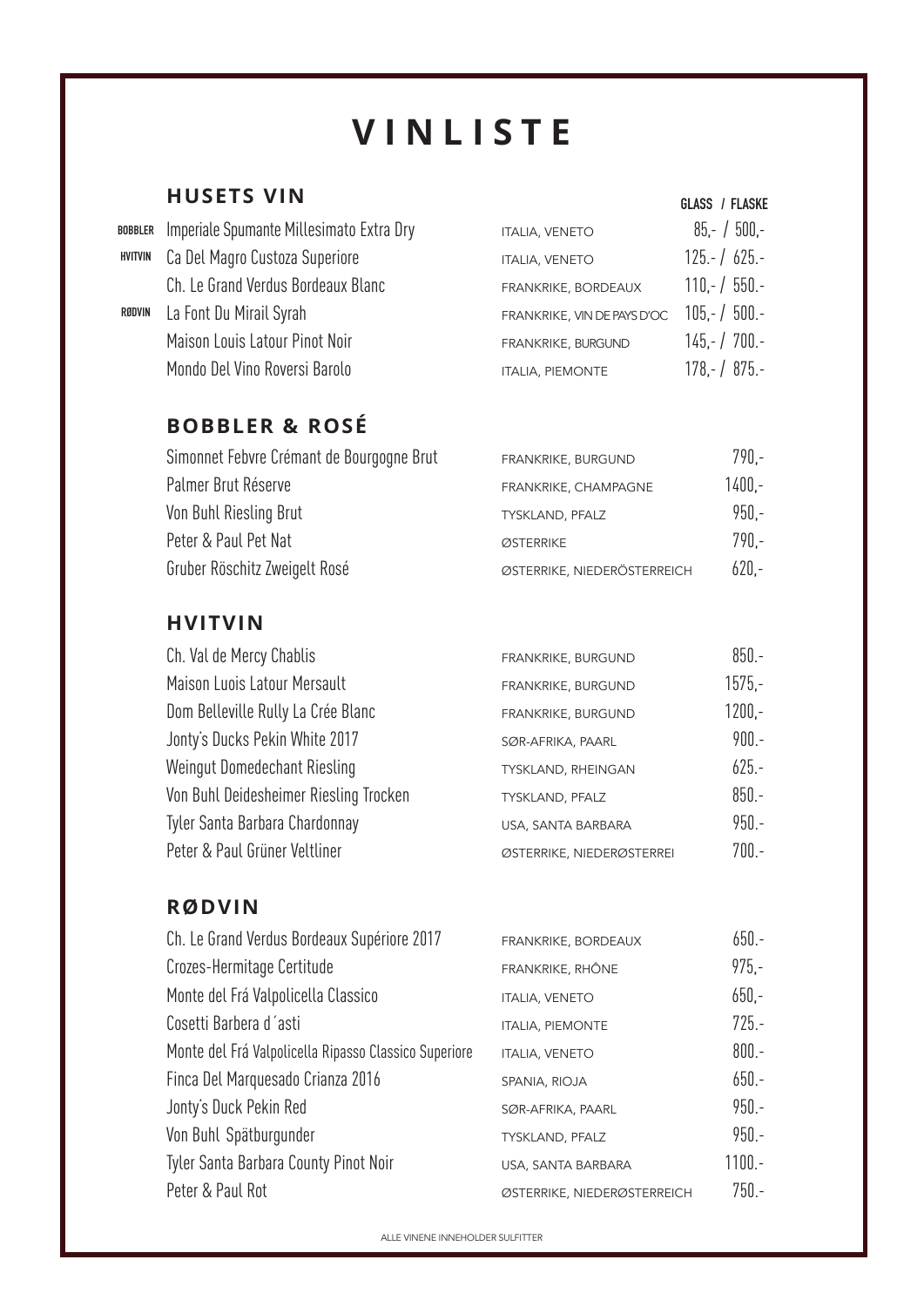# VINLISTE

## HUSETS VIN

| | | | GLASS / FLASKE |
|---|---|---|---|
| BOBBLER | Imperiale Spumante Millesimato Extra Dry | ITALIA, VENETO | 85,- / 500,- |
| HVITVIN | Ca Del Magro Custoza Superiore | ITALIA, VENETO | 125.- / 625.- |
| | Ch. Le Grand Verdus Bordeaux Blanc | FRANKRIKE, BORDEAUX | 110,- / 550.- |
| RØDVIN | La Font Du Mirail Syrah | FRANKRIKE, VIN DE PAYS D'OC | 105,- / 500.- |
| | Maison Louis Latour Pinot Noir | FRANKRIKE, BURGUND | 145,- / 700.- |
| | Mondo Del Vino Roversi Barolo | ITALIA, PIEMONTE | 178,- / 875.- |

## BOBBLER & ROSÉ

| | | |
|---|---|---|
| Simonnet Febvre Crémant de Bourgogne Brut | FRANKRIKE, BURGUND | 790,- |
| Palmer Brut Réserve | FRANKRIKE, CHAMPAGNE | 1400,- |
| Von Buhl Riesling Brut | TYSKLAND, PFALZ | 950,- |
| Peter & Paul Pet Nat | ØSTERRIKE | 790,- |
| Gruber Röschitz Zweigelt Rosé | ØSTERRIKE, NIEDERÖSTERREICH | 620,- |

## HVITVIN

| | | |
|---|---|---|
| Ch. Val de Mercy Chablis | FRANKRIKE, BURGUND | 850.- |
| Maison Luois Latour Mersault | FRANKRIKE, BURGUND | 1575,- |
| Dom Belleville Rully La Crée Blanc | FRANKRIKE, BURGUND | 1200,- |
| Jonty's Ducks Pekin White 2017 | SØR-AFRIKA, PAARL | 900.- |
| Weingut Domedechant Riesling | TYSKLAND, RHEINGAN | 625.- |
| Von Buhl Deidesheimer Riesling Trocken | TYSKLAND, PFALZ | 850.- |
| Tyler Santa Barbara Chardonnay | USA, SANTA BARBARA | 950.- |
| Peter & Paul Grüner Veltliner | ØSTERRIKE, NIEDERØSTERREI | 700.- |

## RØDVIN

| | | |
|---|---|---|
| Ch. Le Grand Verdus Bordeaux Supériore 2017 | FRANKRIKE, BORDEAUX | 650.- |
| Crozes-Hermitage Certitude | FRANKRIKE, RHÔNE | 975,- |
| Monte del Frá Valpolicella Classico | ITALIA, VENETO | 650,- |
| Cosetti Barbera d´asti | ITALIA, PIEMONTE | 725.- |
| Monte del Frá Valpolicella Ripasso Classico Superiore | ITALIA, VENETO | 800.- |
| Finca Del Marquesado Crianza 2016 | SPANIA, RIOJA | 650.- |
| Jonty's Duck Pekin Red | SØR-AFRIKA, PAARL | 950.- |
| Von Buhl Spätburgunder | TYSKLAND, PFALZ | 950.- |
| Tyler Santa Barbara County Pinot Noir | USA, SANTA BARBARA | 1100.- |
| Peter & Paul Rot | ØSTERRIKE, NIEDERØSTERREICH | 750.- |

ALLE VINENE INNEHOLDER SULFITTER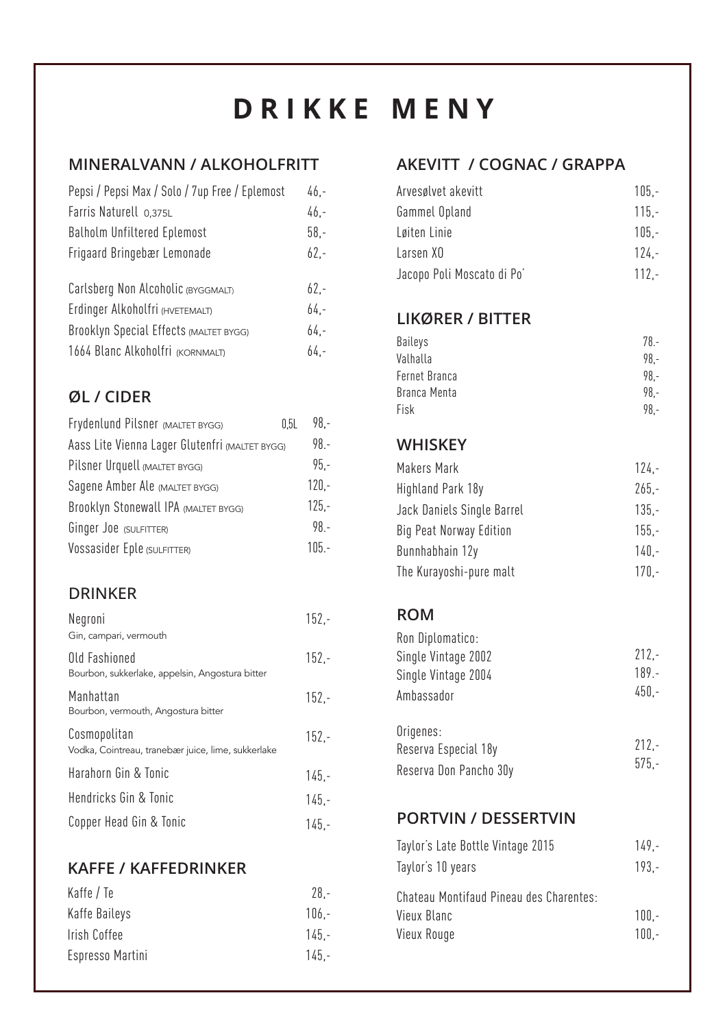# DRIKKE MENY

## MINERALVANN / ALKOHOLFRITT

| | |
|---|---|
| Pepsi / Pepsi Max / Solo / 7up Free / Eplemost | 46,- |
| Farris Naturell 0,375L | 46,- |
| Balholm Unfiltered Eplemost | 58,- |
| Frigaard Bringebær Lemonade | 62,- |
| Carlsberg Non Alcoholic (BYGGMALT) | 62,- |
| Erdinger Alkoholfri (HVETEMALT) | 64,- |
| Brooklyn Special Effects (MALTET BYGG) | 64,- |
| 1664 Blanc Alkoholfri (KORNMALT) | 64,- |

## ØL / CIDER

| | | |
|---|---|---|
| Frydenlund Pilsner (MALTET BYGG) | 0,5L | 98,- |
| Aass Lite Vienna Lager Glutenfri (MALTET BYGG) | | 98.- |
| Pilsner Urquell (MALTET BYGG) | | 95,- |
| Sagene Amber Ale (MALTET BYGG) | | 120,- |
| Brooklyn Stonewall IPA (MALTET BYGG) | | 125,- |
| Ginger Joe (SULFITTER) | | 98.- |
| Vossasider Eple (SULFITTER) | | 105.- |

## DRINKER

| | |
|---|---|
| Negroni<br>Gin, campari, vermouth | 152,- |
| Old Fashioned<br>Bourbon, sukkerlake, appelsin, Angostura bitter | 152,- |
| Manhattan<br>Bourbon, vermouth, Angostura bitter | 152,- |
| Cosmopolitan<br>Vodka, Cointreau, tranebær juice, lime, sukkerlake | 152,- |
| Harahorn Gin & Tonic | 145,- |
| Hendricks Gin & Tonic | 145,- |
| Copper Head Gin & Tonic | 145,- |

## KAFFE / KAFFEDRINKER

| | |
|---|---|
| Kaffe / Te | 28,- |
| Kaffe Baileys | 106,- |
| Irish Coffee | 145,- |
| Espresso Martini | 145,- |

## AKEVITT / COGNAC / GRAPPA

| | |
|---|---|
| Arvesølvet akevitt | 105,- |
| Gammel Opland | 115,- |
| Løiten Linie | 105,- |
| Larsen XO | 124,- |
| Jacopo Poli Moscato di Po' | 112,- |

## LIKØRER / BITTER

| | |
|---|---|
| Baileys | 78.- |
| Valhalla | 98,- |
| Fernet Branca | 98,- |
| Branca Menta | 98,- |
| Fisk | 98,- |

## WHISKEY

| | |
|---|---|
| Makers Mark | 124,- |
| Highland Park 18y | 265,- |
| Jack Daniels Single Barrel | 135,- |
| Big Peat Norway Edition | 155,- |
| Bunnhabhain 12y | 140,- |
| The Kurayoshi-pure malt | 170,- |

## ROM

| | |
|---|---|
| Ron Diplomatico: | |
| Single Vintage 2002 | 212,- |
| Single Vintage 2004 | 189.- |
| Ambassador | 450,- |
| Origenes: | |
| Reserva Especial 18y | 212,- |
| Reserva Don Pancho 30y | 575,- |

## PORTVIN / DESSERTVIN

| | |
|---|---|
| Taylor's Late Bottle Vintage 2015 | 149,- |
| Taylor's 10 years | 193,- |
| Chateau Montifaud Pineau des Charentes: | |
| Vieux Blanc | 100,- |
| Vieux Rouge | 100,- |